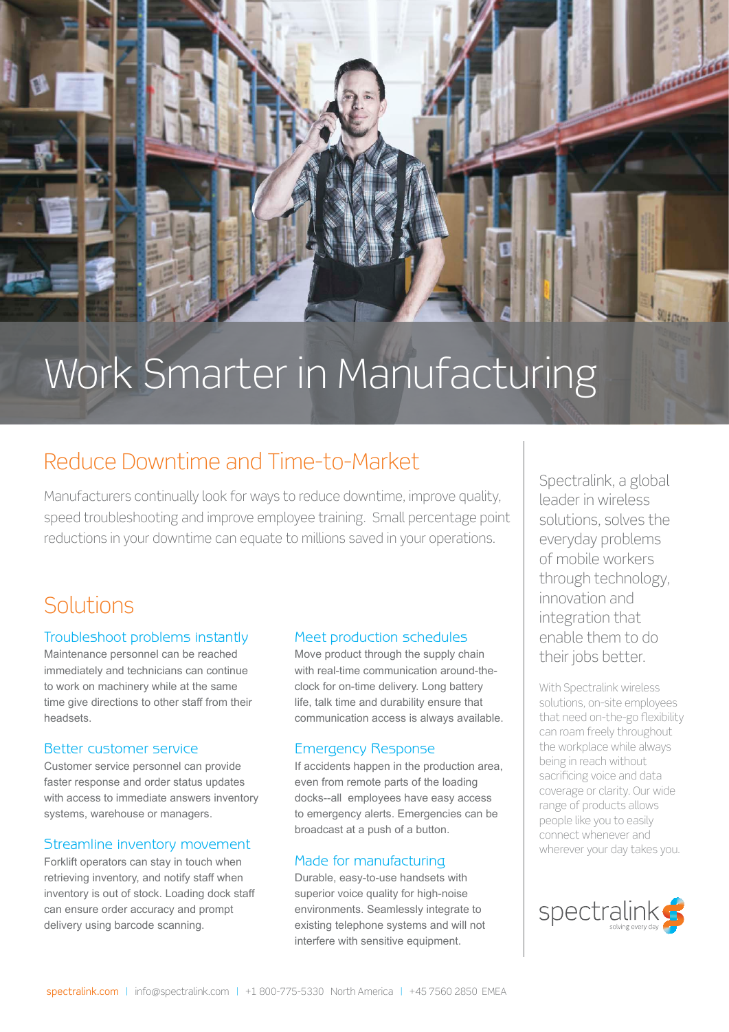# Work Smarter in Manufacturing

## Reduce Downtime and Time-to-Market

Manufacturers continually look for ways to reduce downtime, improve quality, speed troubleshooting and improve employee training. Small percentage point reductions in your downtime can equate to millions saved in your operations.

## Solutions

### Troubleshoot problems instantly

Maintenance personnel can be reached immediately and technicians can continue to work on machinery while at the same time give directions to other staff from their headsets.

### Better customer service

Customer service personnel can provide faster response and order status updates with access to immediate answers inventory systems, warehouse or managers.

### Streamline inventory movement

Forklift operators can stay in touch when retrieving inventory, and notify staff when inventory is out of stock. Loading dock staff can ensure order accuracy and prompt delivery using barcode scanning.

### Meet production schedules

Move product through the supply chain with real-time communication around-the-clock for on-time delivery. Long battery life, talk time and durability ensure that communication access is always available.

### Emergency Response

If accidents happen in the production area, even from remote parts of the loading docks--all employees have easy access to emergency alerts. Emergencies can be broadcast at a push of a button.

### Made for manufacturing

Durable, easy-to-use handsets with superior voice quality for high-noise environments. Seamlessly integrate to existing telephone systems and will not interfere with sensitive equipment.

Spectralink, a global leader in wireless solutions, solves the everyday problems of mobile workers through technology, innovation and integration that enable them to do their jobs better.

With Spectralink wireless solutions, on-site employees that need on-the-go flexibility can roam freely throughout the workplace while always being in reach without sacrificing voice and data coverage or clarity. Our wide range of products allows people like you to easily connect whenever and wherever your day takes you.

spectralink solving every day

spectralink.com | info@spectralink.com | +1 800-775-5330 North America | +45 7560 2850 EMEA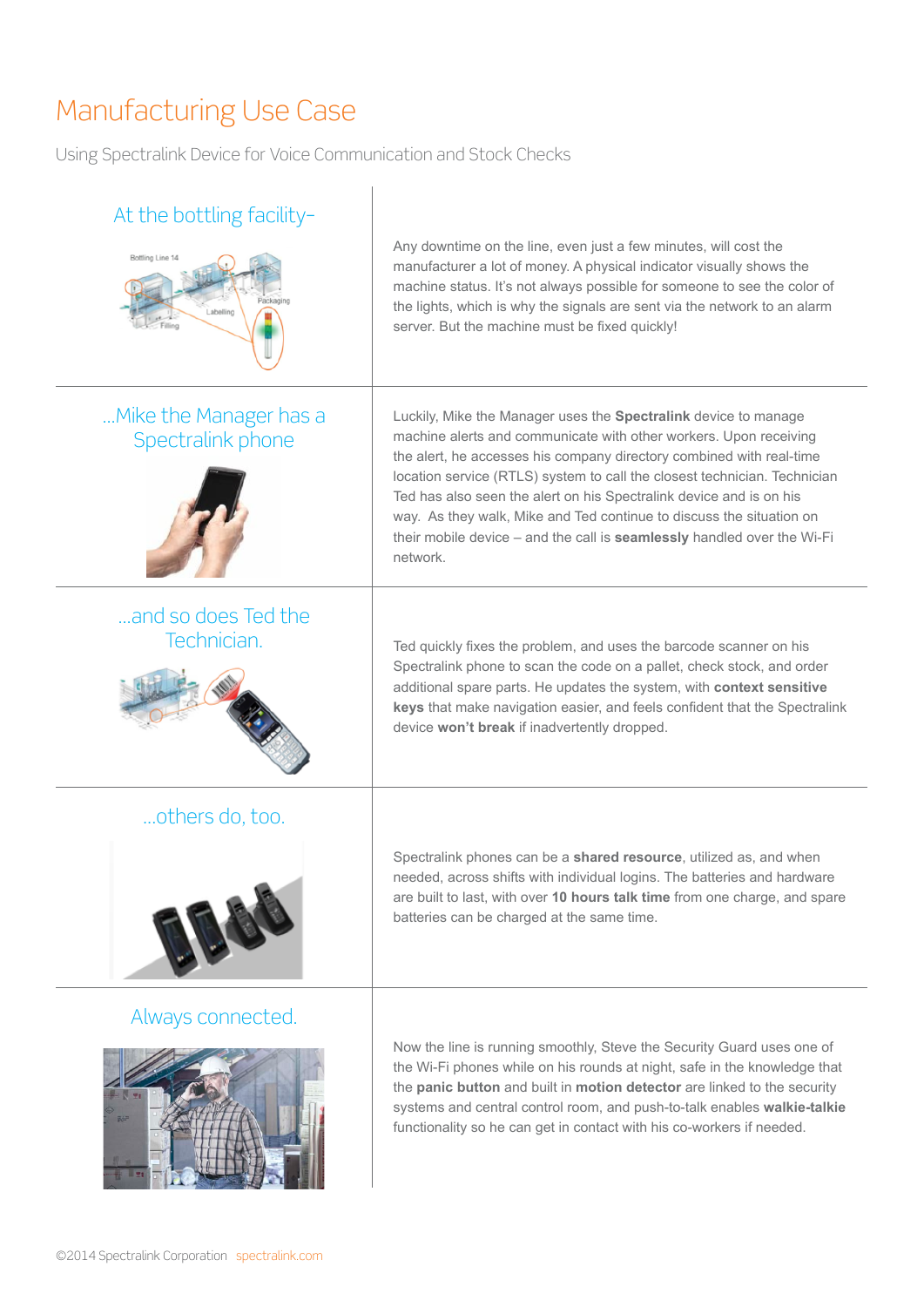# Manufacturing Use Case

Using Spectralink Device for Voice Communication and Stock Checks

## At the bottling facility–

Bottling Line 14

Filling

Labelling

Packaging

Any downtime on the line, even just a few minutes, will cost the manufacturer a lot of money. A physical indicator visually shows the machine status. It's not always possible for someone to see the color of the lights, which is why the signals are sent via the network to an alarm server. But the machine must be fixed quickly!

## …Mike the Manager has a Spectralink phone

Luckily, Mike the Manager uses the **Spectralink** device to manage machine alerts and communicate with other workers. Upon receiving the alert, he accesses his company directory combined with real-time location service (RTLS) system to call the closest technician. Technician Ted has also seen the alert on his Spectralink device and is on his way. As they walk, Mike and Ted continue to discuss the situation on their mobile device – and the call is **seamlessly** handled over the Wi-Fi network.

## …and so does Ted the Technician.

Ted quickly fixes the problem, and uses the barcode scanner on his Spectralink phone to scan the code on a pallet, check stock, and order additional spare parts. He updates the system, with **context sensitive keys** that make navigation easier, and feels confident that the Spectralink device **won't break** if inadvertently dropped.

## …others do, too.

Spectralink phones can be a **shared resource**, utilized as, and when needed, across shifts with individual logins. The batteries and hardware are built to last, with over **10 hours talk time** from one charge, and spare batteries can be charged at the same time.

## Always connected.

Now the line is running smoothly, Steve the Security Guard uses one of the Wi-Fi phones while on his rounds at night, safe in the knowledge that the **panic button** and built in **motion detector** are linked to the security systems and central control room, and push-to-talk enables **walkie-talkie** functionality so he can get in contact with his co-workers if needed.

©2014 Spectralink Corporation spectralink.com